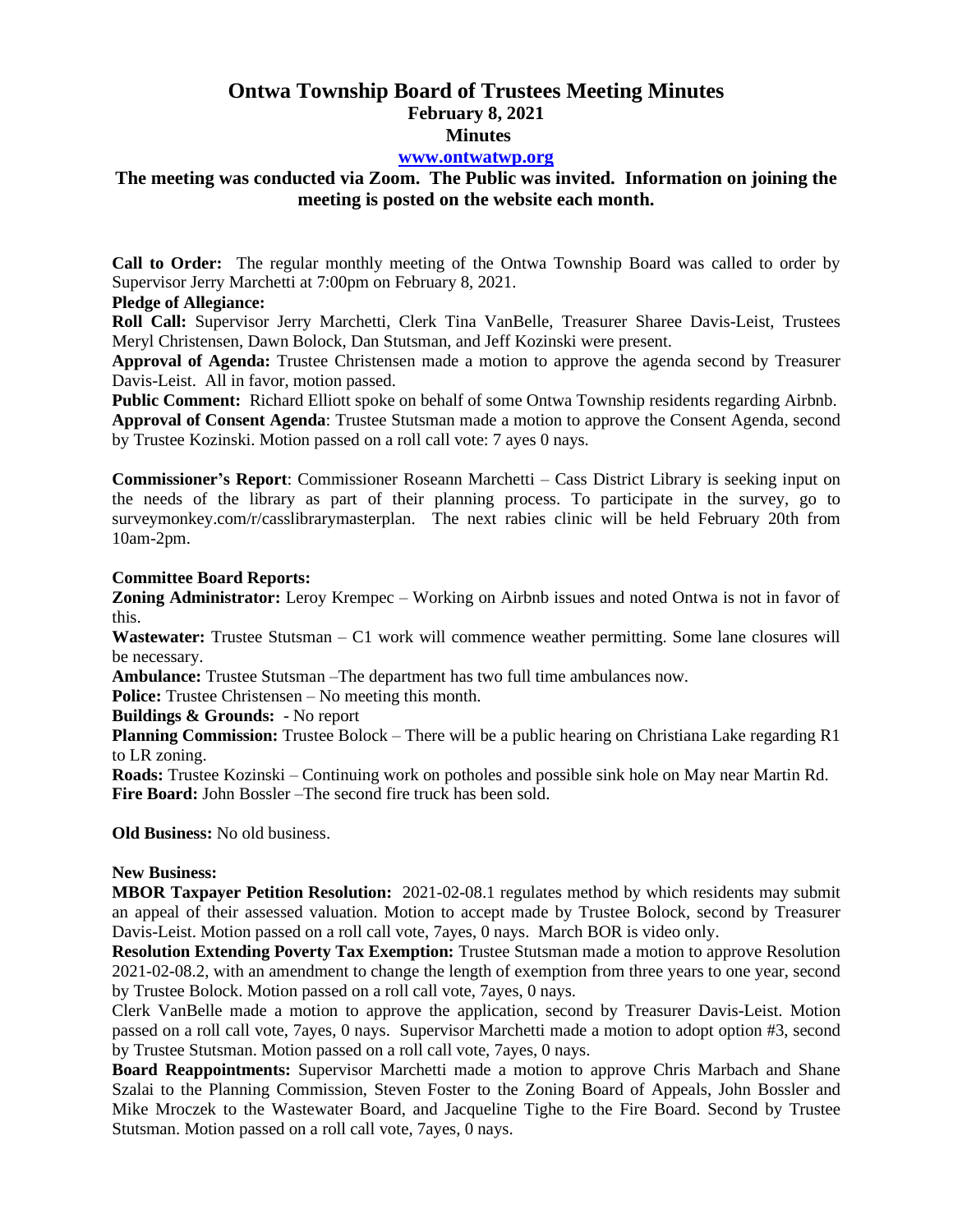# Ontwa Township Board of Trustees Meeting Minutes

## February 8, 2021

## Minutes

### [www.ontwatwp.org](http://www.ontwatwp.org)

### The meeting was conducted via Zoom. The Public was invited. Information on joining the meeting is posted on the website each month.

**Call to Order:** The regular monthly meeting of the Ontwa Township Board was called to order by Supervisor Jerry Marchetti at 7:00pm on February 8, 2021.

**Pledge of Allegiance:**

**Roll Call:** Supervisor Jerry Marchetti, Clerk Tina VanBelle, Treasurer Sharee Davis-Leist, Trustees Meryl Christensen, Dawn Bolock, Dan Stutsman, and Jeff Kozinski were present.

**Approval of Agenda:** Trustee Christensen made a motion to approve the agenda second by Treasurer Davis-Leist. All in favor, motion passed.

**Public Comment:** Richard Elliott spoke on behalf of some Ontwa Township residents regarding Airbnb.

**Approval of Consent Agenda**: Trustee Stutsman made a motion to approve the Consent Agenda, second by Trustee Kozinski. Motion passed on a roll call vote: 7 ayes 0 nays.

**Commissioner's Report**: Commissioner Roseann Marchetti – Cass District Library is seeking input on the needs of the library as part of their planning process. To participate in the survey, go to surveymonkey.com/r/casslibrarymasterplan. The next rabies clinic will be held February 20th from 10am-2pm.

**Committee Board Reports:**

**Zoning Administrator:** Leroy Krempec – Working on Airbnb issues and noted Ontwa is not in favor of this.

**Wastewater:** Trustee Stutsman – C1 work will commence weather permitting. Some lane closures will be necessary.

**Ambulance:** Trustee Stutsman –The department has two full time ambulances now.

**Police:** Trustee Christensen – No meeting this month.

**Buildings & Grounds:** - No report

**Planning Commission:** Trustee Bolock – There will be a public hearing on Christiana Lake regarding R1 to LR zoning.

**Roads:** Trustee Kozinski – Continuing work on potholes and possible sink hole on May near Martin Rd.

**Fire Board:** John Bossler –The second fire truck has been sold.

**Old Business:** No old business.

**New Business:**

**MBOR Taxpayer Petition Resolution:** 2021-02-08.1 regulates method by which residents may submit an appeal of their assessed valuation. Motion to accept made by Trustee Bolock, second by Treasurer Davis-Leist. Motion passed on a roll call vote, 7ayes, 0 nays. March BOR is video only.

**Resolution Extending Poverty Tax Exemption:** Trustee Stutsman made a motion to approve Resolution 2021-02-08.2, with an amendment to change the length of exemption from three years to one year, second by Trustee Bolock. Motion passed on a roll call vote, 7ayes, 0 nays.

Clerk VanBelle made a motion to approve the application, second by Treasurer Davis-Leist. Motion passed on a roll call vote, 7ayes, 0 nays. Supervisor Marchetti made a motion to adopt option #3, second by Trustee Stutsman. Motion passed on a roll call vote, 7ayes, 0 nays.

**Board Reappointments:** Supervisor Marchetti made a motion to approve Chris Marbach and Shane Szalai to the Planning Commission, Steven Foster to the Zoning Board of Appeals, John Bossler and Mike Mroczek to the Wastewater Board, and Jacqueline Tighe to the Fire Board. Second by Trustee Stutsman. Motion passed on a roll call vote, 7ayes, 0 nays.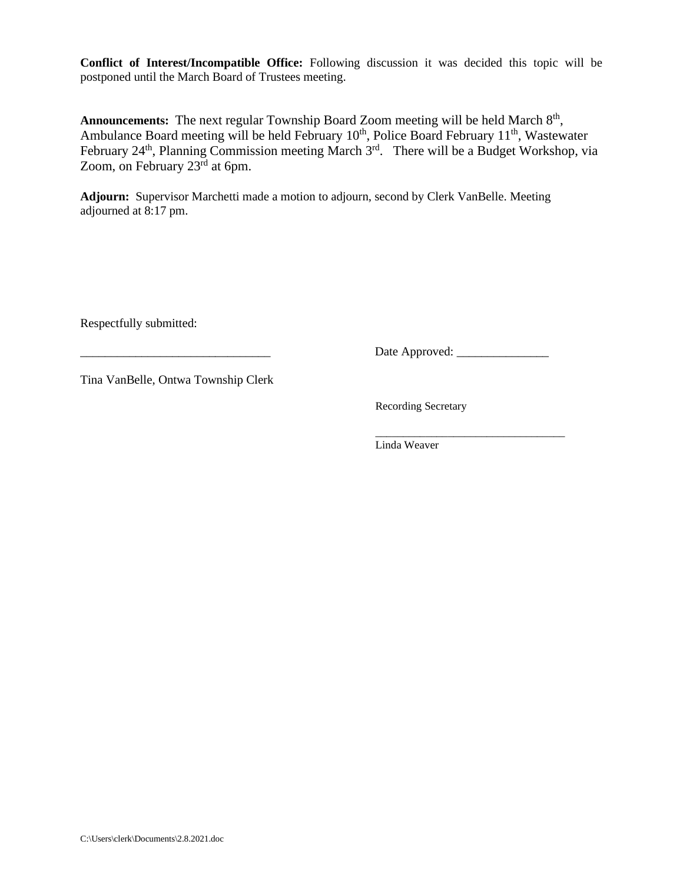**Conflict of Interest/Incompatible Office:** Following discussion it was decided this topic will be postponed until the March Board of Trustees meeting.

**Announcements:** The next regular Township Board Zoom meeting will be held March 8th, Ambulance Board meeting will be held February 10th, Police Board February 11th, Wastewater February 24th, Planning Commission meeting March 3rd. There will be a Budget Workshop, via Zoom, on February 23rd at 6pm.

**Adjourn:** Supervisor Marchetti made a motion to adjourn, second by Clerk VanBelle. Meeting adjourned at 8:17 pm.

Respectfully submitted:

_______________________________ Date Approved: _______________

Tina VanBelle, Ontwa Township Clerk

Recording Secretary

_________________________________

Linda Weaver

C:\Users\clerk\Documents\2.8.2021.doc